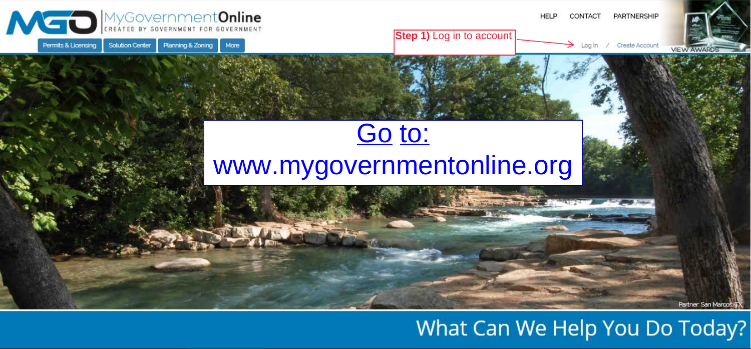MyGovernmentOnline

CREATED BY GOVERNMENT FOR GOVERNMENT

Permits & Licensing | Solution Center | Planning & Zoning | More

HELP CONTACT PARTNERSHIP

**Step 1)** Log in to account

Log In / Create Account

VIEW AWARDS

Go to:

www.mygovernmentonline.org

Partner: San Marcos, TX

What Can We Help You Do Today?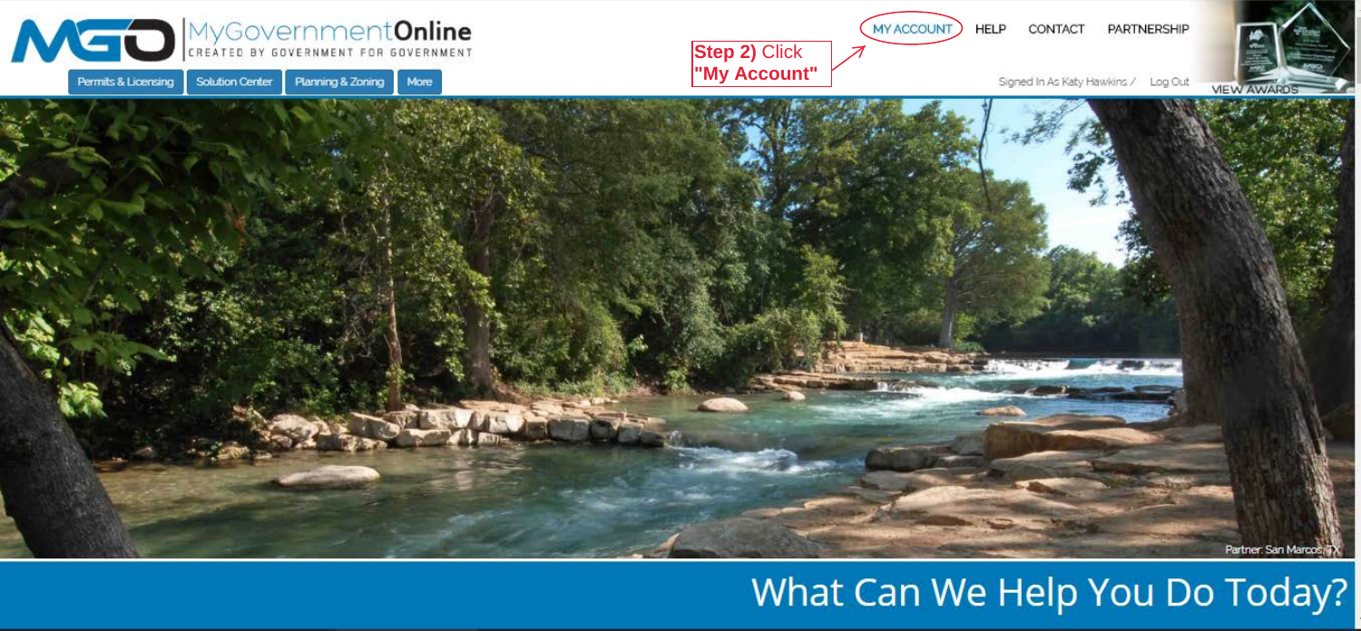MGO MyGovernmentOnline

CREATED BY GOVERNMENT FOR GOVERNMENT

Permits & Licensing | Solution Center | Planning & Zoning | More

MY ACCOUNT | HELP | CONTACT | PARTNERSHIP

**Step 2)** Click **"My Account"**

Signed In As Katy Hawkins / Log Out

VIEW AWARDS

Partner: San Marcos, TX

What Can We Help You Do Today?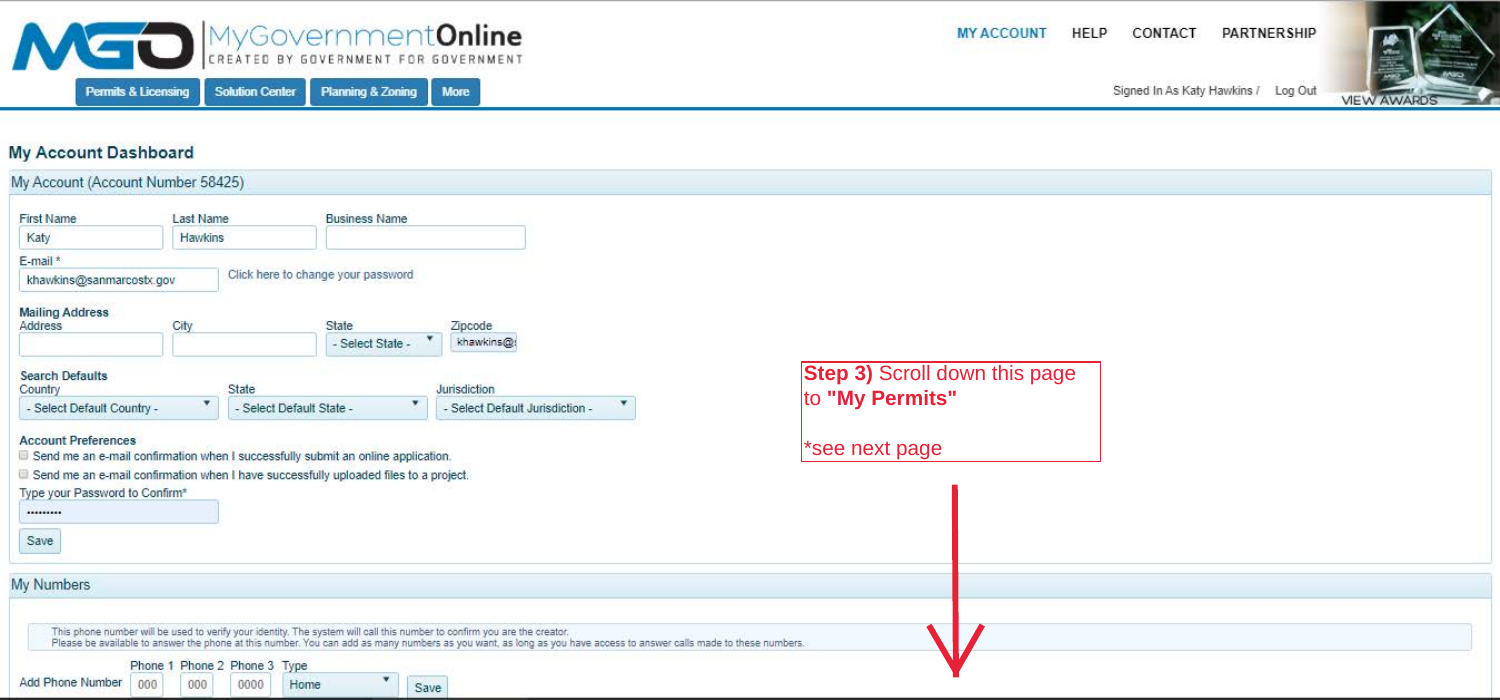MyGovernmentOnline
CREATED BY GOVERNMENT FOR GOVERNMENT

MY ACCOUNT HELP CONTACT PARTNERSHIP

Permits & Licensing | Solution Center | Planning & Zoning | More

Signed In As Katy Hawkins / Log Out

VIEW AWARDS

## My Account Dashboard

### My Account (Account Number 58425)

First Name: Katy
Last Name: Hawkins
Business Name:

E-mail *: khawkins@sanmarcostx.gov
Click here to change your password

**Mailing Address**
Address | City | State: - Select State - | Zipcode: khawkins@s

**Search Defaults**
Country: - Select Default Country -
State: - Select Default State -
Jurisdiction: - Select Default Jurisdiction -

**Account Preferences**

- Send me an e-mail confirmation when I successfully submit an online application.
- Send me an e-mail confirmation when I have successfully uploaded files to a project.

Type your Password to Confirm*: ••••••••••

Save

**Step 3)** Scroll down this page to **"My Permits"**

*see next page

### My Numbers

This phone number will be used to verify your identity. The system will call this number to confirm you are the creator.
Please be available to answer the phone at this number. You can add as many numbers as you want, as long as you have access to answer calls made to these numbers.

Add Phone Number — Phone 1: 000 | Phone 2: 000 | Phone 3: 0000 | Type: Home | Save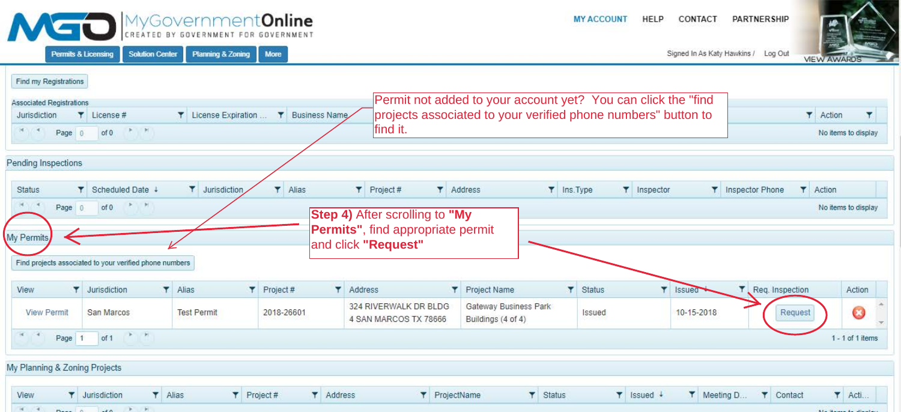**MGO** MyGovernmentOnline
CREATED BY GOVERNMENT FOR GOVERNMENT

Permits & Licensing | Solution Center | Planning & Zoning | More

MY ACCOUNT | HELP | CONTACT | PARTNERSHIP

Signed In As Katy Hawkins / Log Out

VIEW AWARDS

Find my Registrations

**Associated Registrations**

| Jurisdiction | License # | License Expiration ... | Business Name | Action |
|---|---|---|---|---|

Page 0 of 0 — No items to display

Permit not added to your account yet? You can click the "find projects associated to your verified phone numbers" button to find it.

**Pending Inspections**

| Status | Scheduled Date | Jurisdiction | Alias | Project # | Address | Ins.Type | Inspector | Inspector Phone | Action |
|---|---|---|---|---|---|---|---|---|---|

Page 0 of 0 — No items to display

**Step 4)** After scrolling to **"My Permits"**, find appropriate permit and click **"Request"**

**My Permits**

Find projects associated to your verified phone numbers

| View | Jurisdiction | Alias | Project # | Address | Project Name | Status | Issued | Req. Inspection | Action |
|---|---|---|---|---|---|---|---|---|---|
| View Permit | San Marcos | Test Permit | 2018-26601 | 324 RIVERWALK DR BLDG 4 SAN MARCOS TX 78666 | Gateway Business Park Buildings (4 of 4) | Issued | 10-15-2018 | Request | |

Page 1 of 1 — 1 - 1 of 1 items

**My Planning & Zoning Projects**

| View | Jurisdiction | Alias | Project # | Address | ProjectName | Status | Issued | Meeting D... | Contact | Acti... |
|---|---|---|---|---|---|---|---|---|---|---|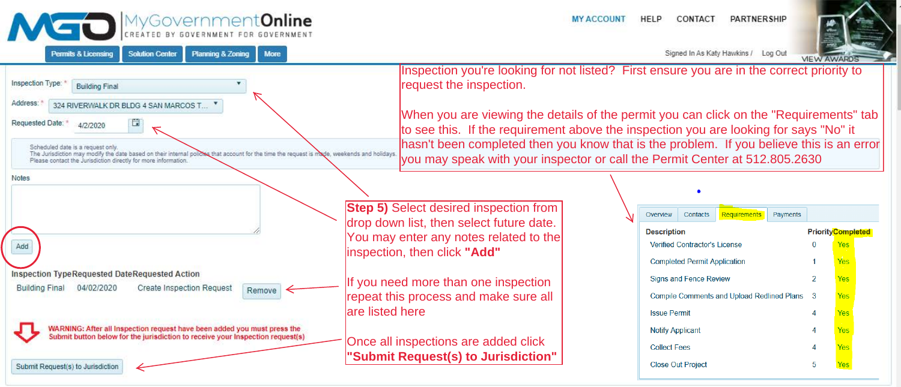MyGovernmentOnline — CREATED BY GOVERNMENT FOR GOVERNMENT

MY ACCOUNT | HELP | CONTACT | PARTNERSHIP

Permits & Licensing | Solution Center | Planning & Zoning | More

Signed In As Katy Hawkins / Log Out

VIEW AWARDS

Inspection Type: * Building Final

Address: * 324 RIVERWALK DR BLDG 4 SAN MARCOS T...

Requested Date: * 4/2/2020

Scheduled date is a request only.
The Jurisdiction may modify the date based on their internal policies that account for the time the request is made, weekends and holidays.
Please contact the Jurisdiction directly for more information.

Notes

Add

| Inspection Type | Requested Date | Requested Action | |
|---|---|---|---|
| Building Final | 04/02/2020 | Create Inspection Request | Remove |

WARNING: After all Inspection request have been added you must press the Submit button below for the jurisdiction to receive your Inspection request(s)

Submit Request(s) to Jurisdiction

**Step 5)** Select desired inspection from drop down list, then select future date. You may enter any notes related to the inspection, then click **"Add"**

If you need more than one inspection repeat this process and make sure all are listed here

Once all inspections are added click **"Submit Request(s) to Jurisdiction"**

Inspection you're looking for not listed? First ensure you are in the correct priority to request the inspection.

When you are viewing the details of the permit you can click on the "Requirements" tab to see this. If the requirement above the inspection you are looking for says "No" it hasn't been completed then you know that is the problem. If you believe this is an error you may speak with your inspector or call the Permit Center at 512.805.2630

Overview | Contacts | Requirements | Payments

| Description | Priority | Completed |
|---|---|---|
| Verified Contractor's License | 0 | Yes |
| Completed Permit Application | 1 | Yes |
| Signs and Fence Review | 2 | Yes |
| Compile Comments and Upload Redlined Plans | 3 | Yes |
| Issue Permit | 4 | Yes |
| Notify Applicant | 4 | Yes |
| Collect Fees | 4 | Yes |
| Close Out Project | 5 | Yes |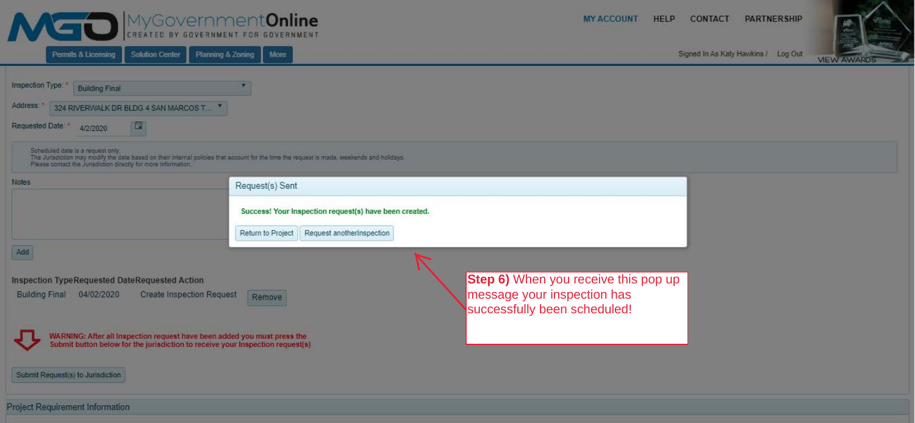MyGovernmentOnline
CREATED BY GOVERNMENT FOR GOVERNMENT

MY ACCOUNT HELP CONTACT PARTNERSHIP

Permits & Licensing | Solution Center | Planning & Zoning | More

Signed In As Katy Hawkins / Log Out

VIEW AWARDS

Inspection Type: * Building Final

Address: * 324 RIVERWALK DR BLDG 4 SAN MARCOS T...

Requested Date: * 4/2/2020

Scheduled date is a request only.
The Jurisdiction may modify the date based on their internal policies that account for the time the request is made, weekends and holidays.
Please contact the Jurisdiction directly for more information.

Notes

Add

**Request(s) Sent**

**Success! Your Inspection request(s) have been created.**

Return to Project | Request anotherInspection

**Step 6)** When you receive this pop up message your inspection has successfully been scheduled!

| Inspection Type | Requested Date | Requested Action | |
|---|---|---|---|
| Building Final | 04/02/2020 | Create Inspection Request | Remove |

**WARNING: After all Inspection request have been added you must press the Submit button below for the jurisdiction to receive your Inspection request(s)**

Submit Request(s) to Jurisdiction

Project Requirement Information